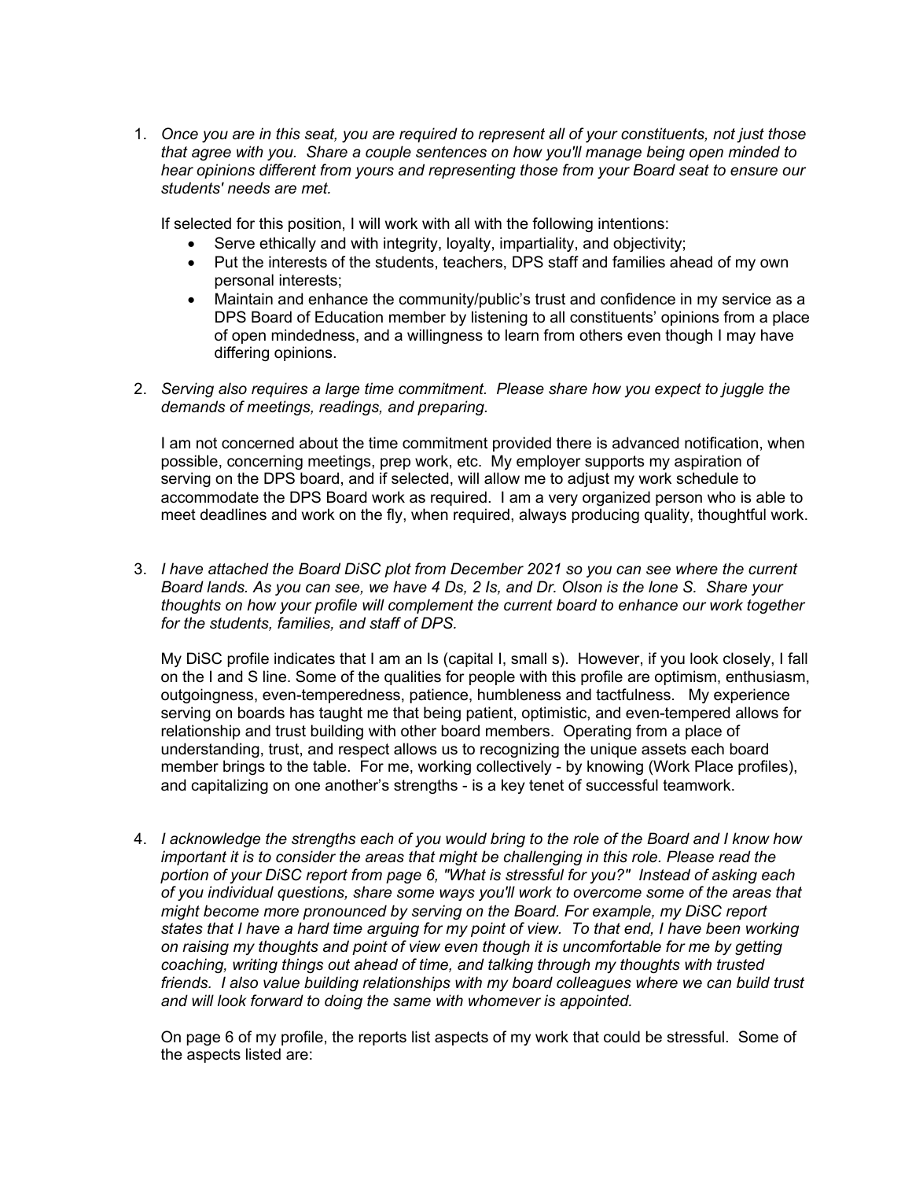1. *Once you are in this seat, you are required to represent all of your constituents, not just those that agree with you. Share a couple sentences on how you'll manage being open minded to hear opinions different from yours and representing those from your Board seat to ensure our students' needs are met.*

   If selected for this position, I will work with all with the following intentions:

   - Serve ethically and with integrity, loyalty, impartiality, and objectivity;
   - Put the interests of the students, teachers, DPS staff and families ahead of my own personal interests;
   - Maintain and enhance the community/public's trust and confidence in my service as a DPS Board of Education member by listening to all constituents' opinions from a place of open mindedness, and a willingness to learn from others even though I may have differing opinions.

2. *Serving also requires a large time commitment. Please share how you expect to juggle the demands of meetings, readings, and preparing.*

   I am not concerned about the time commitment provided there is advanced notification, when possible, concerning meetings, prep work, etc. My employer supports my aspiration of serving on the DPS board, and if selected, will allow me to adjust my work schedule to accommodate the DPS Board work as required. I am a very organized person who is able to meet deadlines and work on the fly, when required, always producing quality, thoughtful work.

3. *I have attached the Board DiSC plot from December 2021 so you can see where the current Board lands. As you can see, we have 4 Ds, 2 Is, and Dr. Olson is the lone S. Share your thoughts on how your profile will complement the current board to enhance our work together for the students, families, and staff of DPS.*

   My DiSC profile indicates that I am an Is (capital I, small s). However, if you look closely, I fall on the I and S line. Some of the qualities for people with this profile are optimism, enthusiasm, outgoingness, even-temperedness, patience, humbleness and tactfulness. My experience serving on boards has taught me that being patient, optimistic, and even-tempered allows for relationship and trust building with other board members. Operating from a place of understanding, trust, and respect allows us to recognizing the unique assets each board member brings to the table. For me, working collectively - by knowing (Work Place profiles), and capitalizing on one another's strengths - is a key tenet of successful teamwork.

4. *I acknowledge the strengths each of you would bring to the role of the Board and I know how important it is to consider the areas that might be challenging in this role. Please read the portion of your DiSC report from page 6, "What is stressful for you?" Instead of asking each of you individual questions, share some ways you'll work to overcome some of the areas that might become more pronounced by serving on the Board. For example, my DiSC report states that I have a hard time arguing for my point of view. To that end, I have been working on raising my thoughts and point of view even though it is uncomfortable for me by getting coaching, writing things out ahead of time, and talking through my thoughts with trusted friends. I also value building relationships with my board colleagues where we can build trust and will look forward to doing the same with whomever is appointed.*

   On page 6 of my profile, the reports list aspects of my work that could be stressful. Some of the aspects listed are: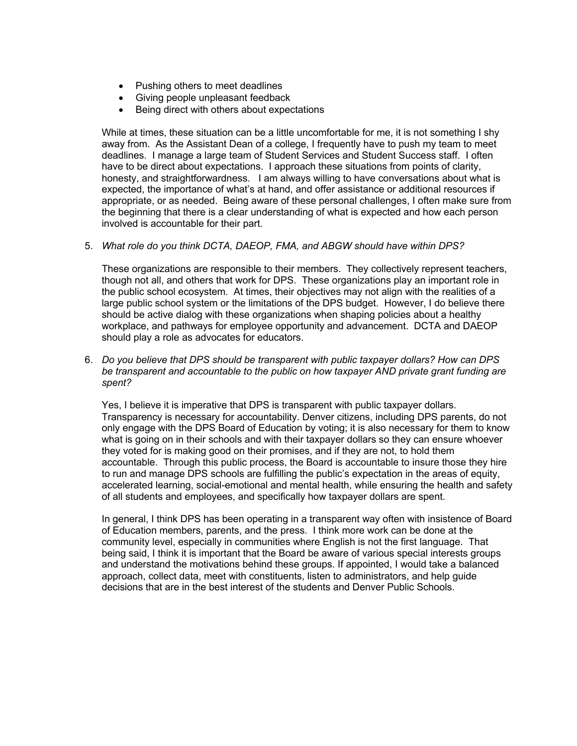- Pushing others to meet deadlines
- Giving people unpleasant feedback
- Being direct with others about expectations

While at times, these situation can be a little uncomfortable for me, it is not something I shy away from. As the Assistant Dean of a college, I frequently have to push my team to meet deadlines. I manage a large team of Student Services and Student Success staff. I often have to be direct about expectations. I approach these situations from points of clarity, honesty, and straightforwardness. I am always willing to have conversations about what is expected, the importance of what's at hand, and offer assistance or additional resources if appropriate, or as needed. Being aware of these personal challenges, I often make sure from the beginning that there is a clear understanding of what is expected and how each person involved is accountable for their part.

5. *What role do you think DCTA, DAEOP, FMA, and ABGW should have within DPS?*

   These organizations are responsible to their members. They collectively represent teachers, though not all, and others that work for DPS. These organizations play an important role in the public school ecosystem. At times, their objectives may not align with the realities of a large public school system or the limitations of the DPS budget. However, I do believe there should be active dialog with these organizations when shaping policies about a healthy workplace, and pathways for employee opportunity and advancement. DCTA and DAEOP should play a role as advocates for educators.

6. *Do you believe that DPS should be transparent with public taxpayer dollars? How can DPS be transparent and accountable to the public on how taxpayer AND private grant funding are spent?*

   Yes, I believe it is imperative that DPS is transparent with public taxpayer dollars. Transparency is necessary for accountability. Denver citizens, including DPS parents, do not only engage with the DPS Board of Education by voting; it is also necessary for them to know what is going on in their schools and with their taxpayer dollars so they can ensure whoever they voted for is making good on their promises, and if they are not, to hold them accountable. Through this public process, the Board is accountable to insure those they hire to run and manage DPS schools are fulfilling the public's expectation in the areas of equity, accelerated learning, social-emotional and mental health, while ensuring the health and safety of all students and employees, and specifically how taxpayer dollars are spent.

   In general, I think DPS has been operating in a transparent way often with insistence of Board of Education members, parents, and the press. I think more work can be done at the community level, especially in communities where English is not the first language. That being said, I think it is important that the Board be aware of various special interests groups and understand the motivations behind these groups. If appointed, I would take a balanced approach, collect data, meet with constituents, listen to administrators, and help guide decisions that are in the best interest of the students and Denver Public Schools.